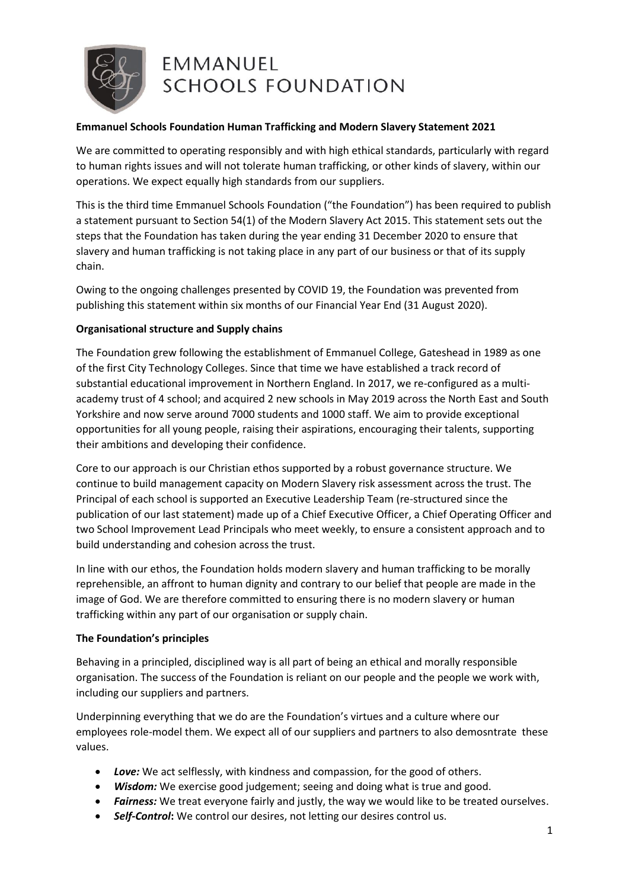EMMANUEL SCHOOLS FOUNDATION

**Emmanuel Schools Foundation Human Trafficking and Modern Slavery Statement 2021**

We are committed to operating responsibly and with high ethical standards, particularly with regard to human rights issues and will not tolerate human trafficking, or other kinds of slavery, within our operations. We expect equally high standards from our suppliers.

This is the third time Emmanuel Schools Foundation ("the Foundation") has been required to publish a statement pursuant to Section 54(1) of the Modern Slavery Act 2015. This statement sets out the steps that the Foundation has taken during the year ending 31 December 2020 to ensure that slavery and human trafficking is not taking place in any part of our business or that of its supply chain.

Owing to the ongoing challenges presented by COVID 19, the Foundation was prevented from publishing this statement within six months of our Financial Year End (31 August 2020).

**Organisational structure and Supply chains**

The Foundation grew following the establishment of Emmanuel College, Gateshead in 1989 as one of the first City Technology Colleges. Since that time we have established a track record of substantial educational improvement in Northern England. In 2017, we re-configured as a multi-academy trust of 4 school; and acquired 2 new schools in May 2019 across the North East and South Yorkshire and now serve around 7000 students and 1000 staff. We aim to provide exceptional opportunities for all young people, raising their aspirations, encouraging their talents, supporting their ambitions and developing their confidence.

Core to our approach is our Christian ethos supported by a robust governance structure. We continue to build management capacity on Modern Slavery risk assessment across the trust. The Principal of each school is supported an Executive Leadership Team (re-structured since the publication of our last statement) made up of a Chief Executive Officer, a Chief Operating Officer and two School Improvement Lead Principals who meet weekly, to ensure a consistent approach and to build understanding and cohesion across the trust.

In line with our ethos, the Foundation holds modern slavery and human trafficking to be morally reprehensible, an affront to human dignity and contrary to our belief that people are made in the image of God. We are therefore committed to ensuring there is no modern slavery or human trafficking within any part of our organisation or supply chain.

**The Foundation's principles**

Behaving in a principled, disciplined way is all part of being an ethical and morally responsible organisation. The success of the Foundation is reliant on our people and the people we work with, including our suppliers and partners.

Underpinning everything that we do are the Foundation's virtues and a culture where our employees role-model them. We expect all of our suppliers and partners to also demosntrate these values.

- ***Love:*** We act selflessly, with kindness and compassion, for the good of others.
- ***Wisdom:*** We exercise good judgement; seeing and doing what is true and good.
- ***Fairness:*** We treat everyone fairly and justly, the way we would like to be treated ourselves.
- ***Self-Control*:** We control our desires, not letting our desires control us.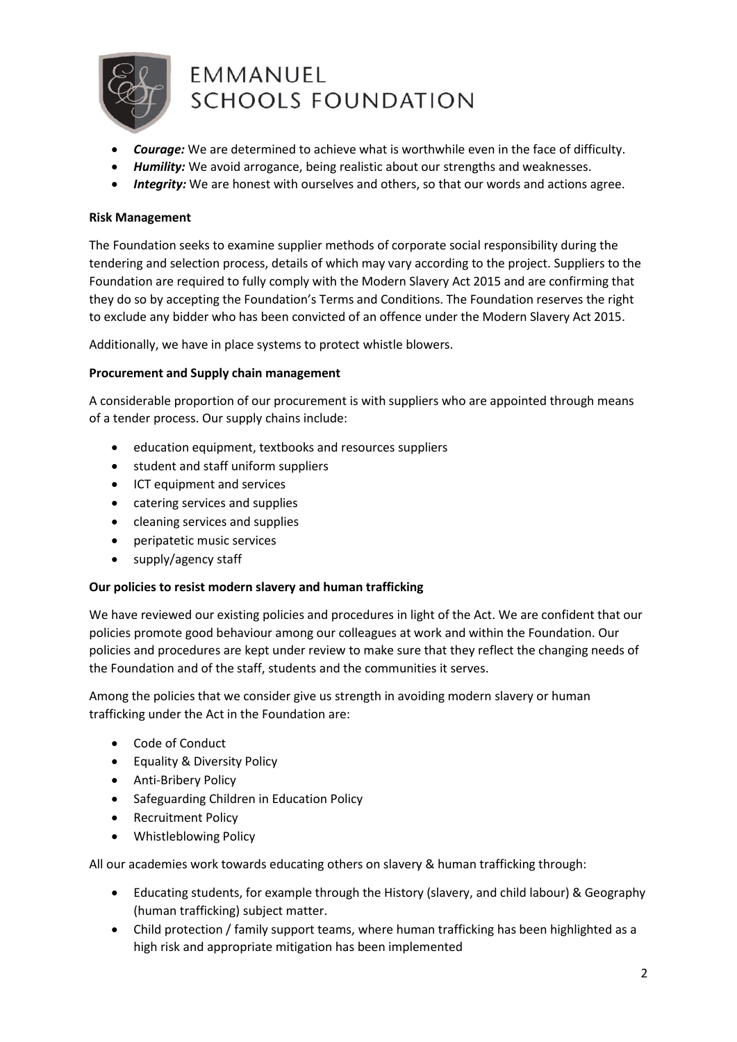- ***Courage:*** We are determined to achieve what is worthwhile even in the face of difficulty.
- ***Humility:*** We avoid arrogance, being realistic about our strengths and weaknesses.
- ***Integrity:*** We are honest with ourselves and others, so that our words and actions agree.

**Risk Management**

The Foundation seeks to examine supplier methods of corporate social responsibility during the tendering and selection process, details of which may vary according to the project. Suppliers to the Foundation are required to fully comply with the Modern Slavery Act 2015 and are confirming that they do so by accepting the Foundation's Terms and Conditions. The Foundation reserves the right to exclude any bidder who has been convicted of an offence under the Modern Slavery Act 2015.

Additionally, we have in place systems to protect whistle blowers.

**Procurement and Supply chain management**

A considerable proportion of our procurement is with suppliers who are appointed through means of a tender process. Our supply chains include:

- education equipment, textbooks and resources suppliers
- student and staff uniform suppliers
- ICT equipment and services
- catering services and supplies
- cleaning services and supplies
- peripatetic music services
- supply/agency staff

**Our policies to resist modern slavery and human trafficking**

We have reviewed our existing policies and procedures in light of the Act. We are confident that our policies promote good behaviour among our colleagues at work and within the Foundation. Our policies and procedures are kept under review to make sure that they reflect the changing needs of the Foundation and of the staff, students and the communities it serves.

Among the policies that we consider give us strength in avoiding modern slavery or human trafficking under the Act in the Foundation are:

- Code of Conduct
- Equality & Diversity Policy
- Anti-Bribery Policy
- Safeguarding Children in Education Policy
- Recruitment Policy
- Whistleblowing Policy

All our academies work towards educating others on slavery & human trafficking through:

- Educating students, for example through the History (slavery, and child labour) & Geography (human trafficking) subject matter.
- Child protection / family support teams, where human trafficking has been highlighted as a high risk and appropriate mitigation has been implemented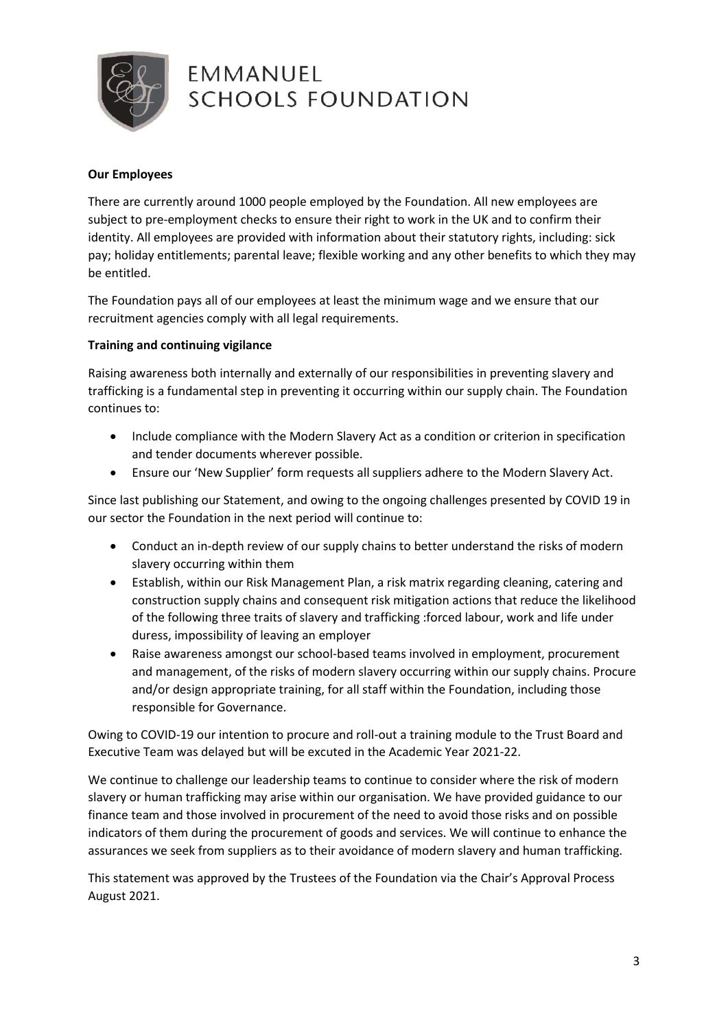**Our Employees**

There are currently around 1000 people employed by the Foundation. All new employees are subject to pre-employment checks to ensure their right to work in the UK and to confirm their identity. All employees are provided with information about their statutory rights, including: sick pay; holiday entitlements; parental leave; flexible working and any other benefits to which they may be entitled.

The Foundation pays all of our employees at least the minimum wage and we ensure that our recruitment agencies comply with all legal requirements.

**Training and continuing vigilance**

Raising awareness both internally and externally of our responsibilities in preventing slavery and trafficking is a fundamental step in preventing it occurring within our supply chain. The Foundation continues to:

- Include compliance with the Modern Slavery Act as a condition or criterion in specification and tender documents wherever possible.
- Ensure our 'New Supplier' form requests all suppliers adhere to the Modern Slavery Act.

Since last publishing our Statement, and owing to the ongoing challenges presented by COVID 19 in our sector the Foundation in the next period will continue to:

- Conduct an in-depth review of our supply chains to better understand the risks of modern slavery occurring within them
- Establish, within our Risk Management Plan, a risk matrix regarding cleaning, catering and construction supply chains and consequent risk mitigation actions that reduce the likelihood of the following three traits of slavery and trafficking :forced labour, work and life under duress, impossibility of leaving an employer
- Raise awareness amongst our school-based teams involved in employment, procurement and management, of the risks of modern slavery occurring within our supply chains. Procure and/or design appropriate training, for all staff within the Foundation, including those responsible for Governance.

Owing to COVID-19 our intention to procure and roll-out a training module to the Trust Board and Executive Team was delayed but will be excuted in the Academic Year 2021-22.

We continue to challenge our leadership teams to continue to consider where the risk of modern slavery or human trafficking may arise within our organisation. We have provided guidance to our finance team and those involved in procurement of the need to avoid those risks and on possible indicators of them during the procurement of goods and services. We will continue to enhance the assurances we seek from suppliers as to their avoidance of modern slavery and human trafficking.

This statement was approved by the Trustees of the Foundation via the Chair's Approval Process August 2021.